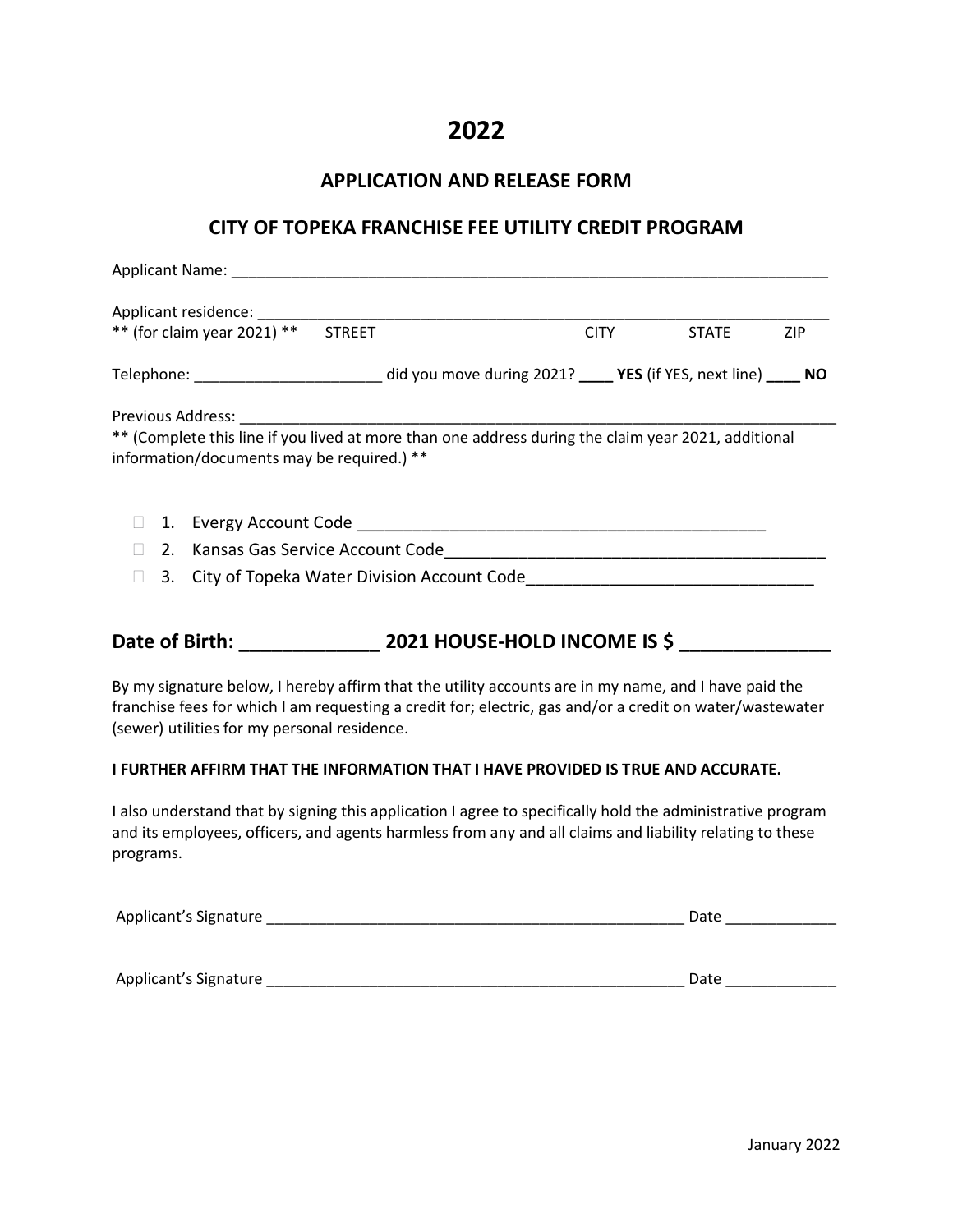# 2022

## APPLICATION AND RELEASE FORM

## CITY OF TOPEKA FRANCHISE FEE UTILITY CREDIT PROGRAM

Applicant Name: ___________________________________________________________________________

Applicant residence: ________________________________________________________________________
** (for claim year 2021) **    STREET                                        CITY        STATE        ZIP

Telephone: ______________________ did you move during 2021? ____ **YES** (if YES, next line) ____ **NO**

Previous Address: __________________________________________________________________________
** (Complete this line if you lived at more than one address during the claim year 2021, additional information/documents may be required.) **

- ☐ 1. Evergy Account Code ______________________________________________
- ☐ 2. Kansas Gas Service Account Code__________________________________________
- ☐ 3. City of Topeka Water Division Account Code_______________________________

## Date of Birth: _____________ 2021 HOUSE-HOLD INCOME IS $ ______________

By my signature below, I hereby affirm that the utility accounts are in my name, and I have paid the franchise fees for which I am requesting a credit for; electric, gas and/or a credit on water/wastewater (sewer) utilities for my personal residence.

**I FURTHER AFFIRM THAT THE INFORMATION THAT I HAVE PROVIDED IS TRUE AND ACCURATE.**

I also understand that by signing this application I agree to specifically hold the administrative program and its employees, officers, and agents harmless from any and all claims and liability relating to these programs.

Applicant's Signature ___________________________________________________ Date _____________

Applicant's Signature ___________________________________________________ Date _____________

January 2022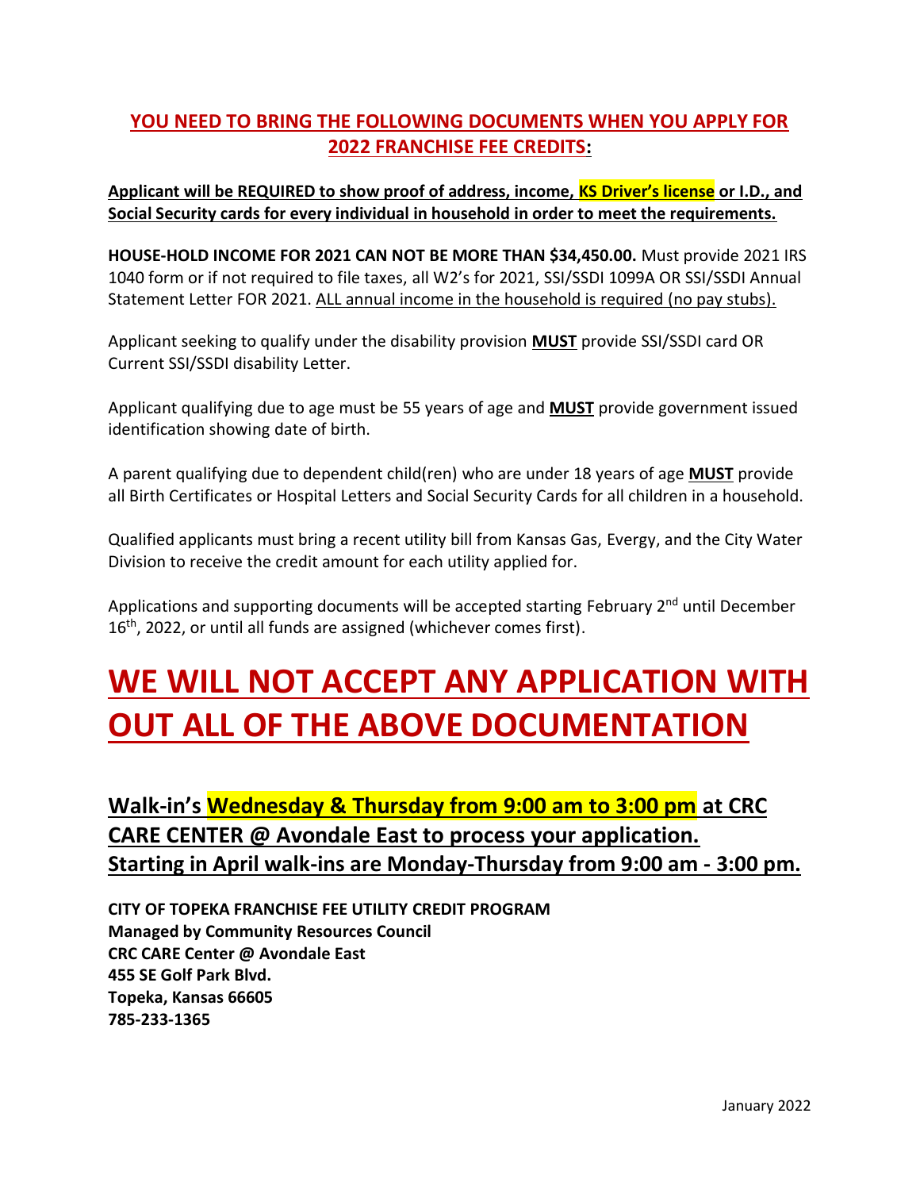## YOU NEED TO BRING THE FOLLOWING DOCUMENTS WHEN YOU APPLY FOR 2022 FRANCHISE FEE CREDITS:

**Applicant will be REQUIRED to show proof of address, income, KS Driver's license or I.D., and Social Security cards for every individual in household in order to meet the requirements.**

**HOUSE-HOLD INCOME FOR 2021 CAN NOT BE MORE THAN $34,450.00.** Must provide 2021 IRS 1040 form or if not required to file taxes, all W2's for 2021, SSI/SSDI 1099A OR SSI/SSDI Annual Statement Letter FOR 2021. ALL annual income in the household is required (no pay stubs).

Applicant seeking to qualify under the disability provision **MUST** provide SSI/SSDI card OR Current SSI/SSDI disability Letter.

Applicant qualifying due to age must be 55 years of age and **MUST** provide government issued identification showing date of birth.

A parent qualifying due to dependent child(ren) who are under 18 years of age **MUST** provide all Birth Certificates or Hospital Letters and Social Security Cards for all children in a household.

Qualified applicants must bring a recent utility bill from Kansas Gas, Evergy, and the City Water Division to receive the credit amount for each utility applied for.

Applications and supporting documents will be accepted starting February 2nd until December 16th, 2022, or until all funds are assigned (whichever comes first).

# WE WILL NOT ACCEPT ANY APPLICATION WITH OUT ALL OF THE ABOVE DOCUMENTATION

### Walk-in's Wednesday & Thursday from 9:00 am to 3:00 pm at CRC CARE CENTER @ Avondale East to process your application. Starting in April walk-ins are Monday-Thursday from 9:00 am - 3:00 pm.

**CITY OF TOPEKA FRANCHISE FEE UTILITY CREDIT PROGRAM**
**Managed by Community Resources Council**
**CRC CARE Center @ Avondale East**
**455 SE Golf Park Blvd.**
**Topeka, Kansas 66605**
**785-233-1365**

January 2022